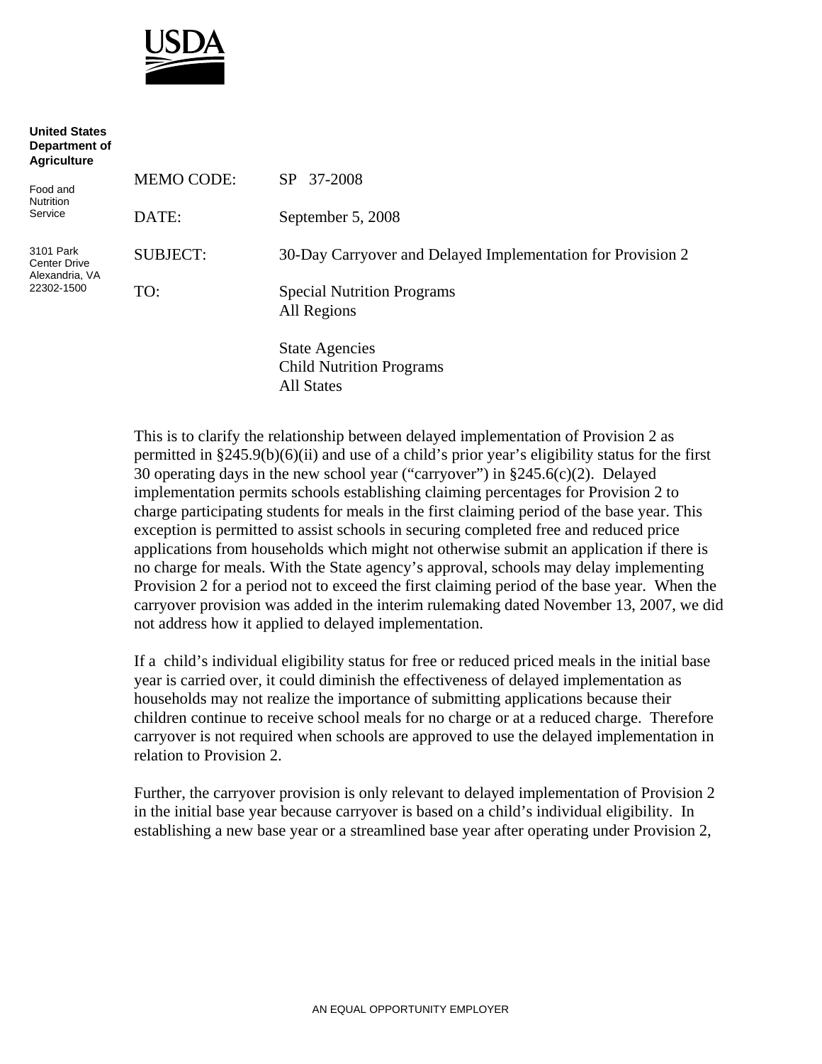**United States Department of Agriculture**

Food and Nutrition Service

3101 Park Center Drive
Alexandria, VA
22302-1500

MEMO CODE: SP 37-2008

DATE: September 5, 2008

SUBJECT: 30-Day Carryover and Delayed Implementation for Provision 2

TO: Special Nutrition Programs
All Regions

State Agencies
Child Nutrition Programs
All States

This is to clarify the relationship between delayed implementation of Provision 2 as permitted in §245.9(b)(6)(ii) and use of a child's prior year's eligibility status for the first 30 operating days in the new school year ("carryover") in §245.6(c)(2). Delayed implementation permits schools establishing claiming percentages for Provision 2 to charge participating students for meals in the first claiming period of the base year. This exception is permitted to assist schools in securing completed free and reduced price applications from households which might not otherwise submit an application if there is no charge for meals. With the State agency's approval, schools may delay implementing Provision 2 for a period not to exceed the first claiming period of the base year. When the carryover provision was added in the interim rulemaking dated November 13, 2007, we did not address how it applied to delayed implementation.

If a child's individual eligibility status for free or reduced priced meals in the initial base year is carried over, it could diminish the effectiveness of delayed implementation as households may not realize the importance of submitting applications because their children continue to receive school meals for no charge or at a reduced charge. Therefore carryover is not required when schools are approved to use the delayed implementation in relation to Provision 2.

Further, the carryover provision is only relevant to delayed implementation of Provision 2 in the initial base year because carryover is based on a child's individual eligibility. In establishing a new base year or a streamlined base year after operating under Provision 2,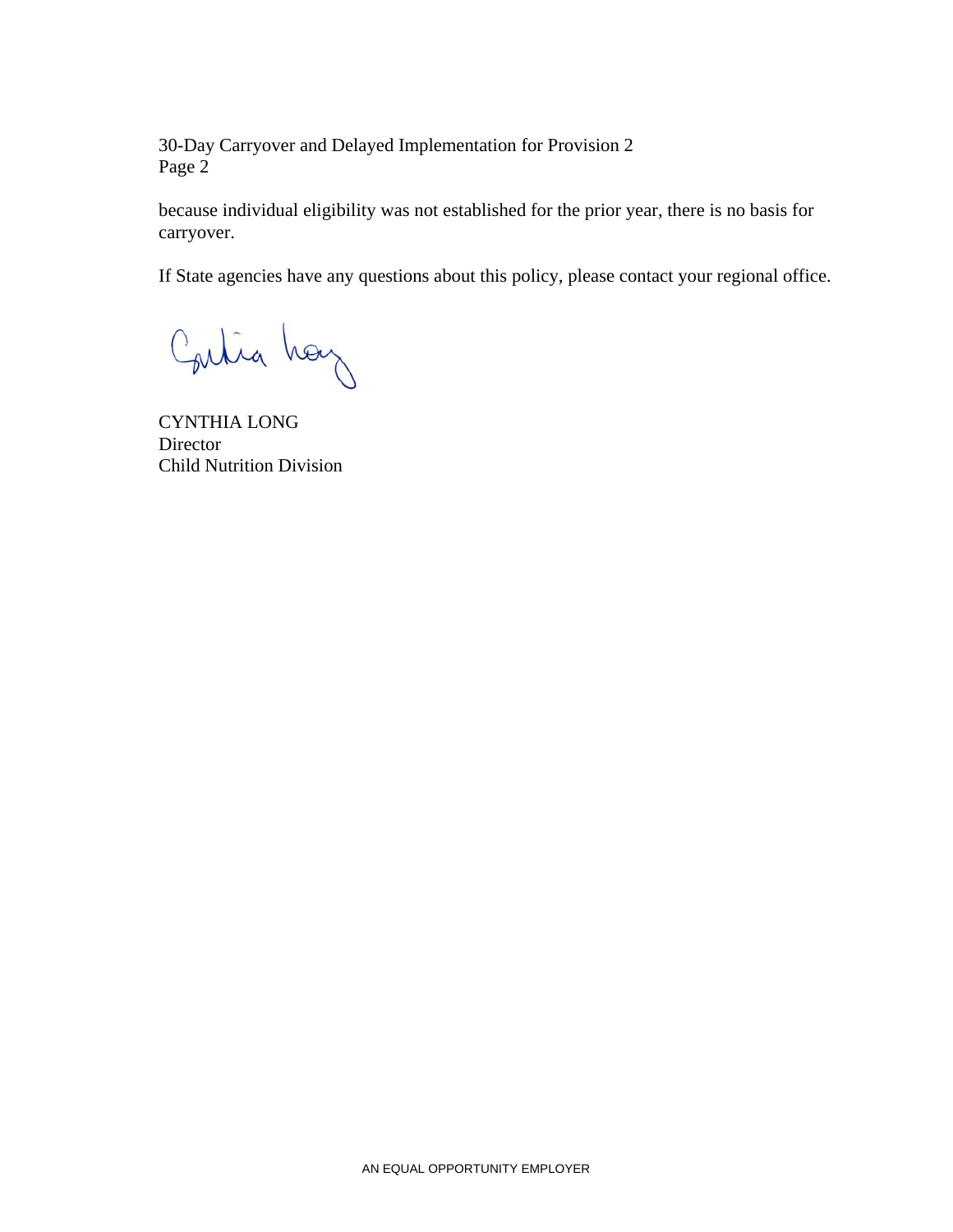because individual eligibility was not established for the prior year, there is no basis for carryover.

If State agencies have any questions about this policy, please contact your regional office.

CYNTHIA LONG
Director
Child Nutrition Division

AN EQUAL OPPORTUNITY EMPLOYER